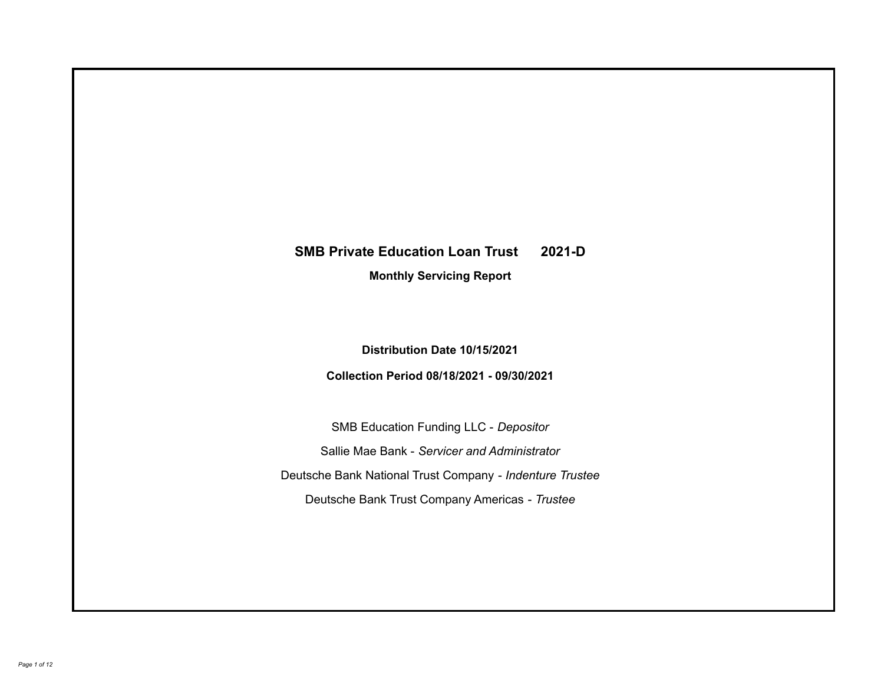# SMB Private Education Loan Trust 2021-D

## Monthly Servicing Report

**Distribution Date 10/15/2021**

**Collection Period 08/18/2021 - 09/30/2021**

SMB Education Funding LLC - *Depositor*

Sallie Mae Bank - *Servicer and Administrator*

Deutsche Bank National Trust Company - *Indenture Trustee*

Deutsche Bank Trust Company Americas - *Trustee*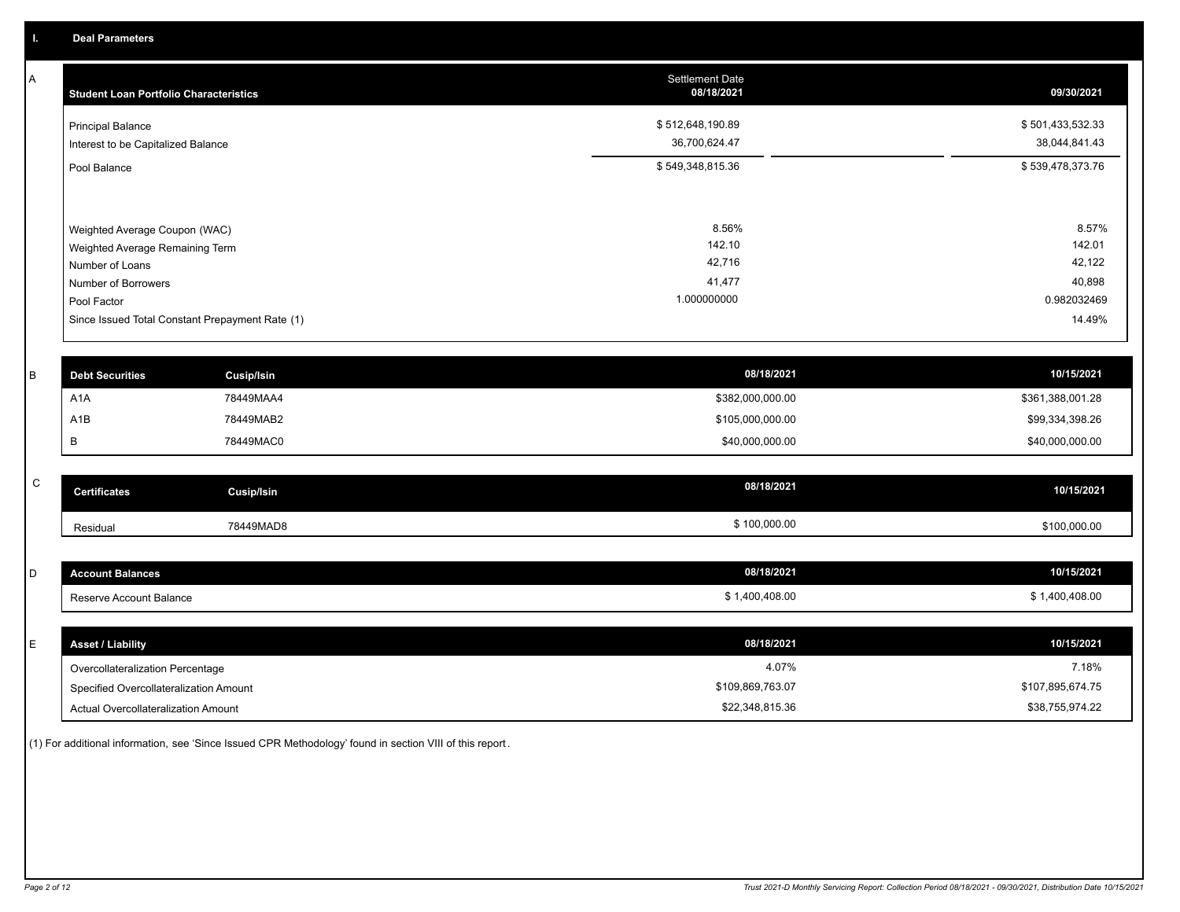## I. Deal Parameters

### A

| Student Loan Portfolio Characteristics | Settlement Date 08/18/2021 | | 09/30/2021 |
|---|---|---|---|
| Principal Balance | $ 512,648,190.89 | | $ 501,433,532.33 |
| Interest to be Capitalized Balance | 36,700,624.47 | | 38,044,841.43 |
| Pool Balance | $ 549,348,815.36 | | $ 539,478,373.76 |
| Weighted Average Coupon (WAC) | 8.56% | | 8.57% |
| Weighted Average Remaining Term | 142.10 | | 142.01 |
| Number of Loans | 42,716 | | 42,122 |
| Number of Borrowers | 41,477 | | 40,898 |
| Pool Factor | 1.000000000 | | 0.982032469 |
| Since Issued Total Constant Prepayment Rate (1) | | | 14.49% |

### B

| Debt Securities | Cusip/Isin | 08/18/2021 | 10/15/2021 |
|---|---|---|---|
| A1A | 78449MAA4 | $382,000,000.00 | $361,388,001.28 |
| A1B | 78449MAB2 | $105,000,000.00 | $99,334,398.26 |
| B | 78449MAC0 | $40,000,000.00 | $40,000,000.00 |

### C

| Certificates | Cusip/Isin | 08/18/2021 | 10/15/2021 |
|---|---|---|---|
| Residual | 78449MAD8 | $ 100,000.00 | $100,000.00 |

### D

| Account Balances | 08/18/2021 | 10/15/2021 |
|---|---|---|
| Reserve Account Balance | $ 1,400,408.00 | $ 1,400,408.00 |

### E

| Asset / Liability | 08/18/2021 | 10/15/2021 |
|---|---|---|
| Overcollateralization Percentage | 4.07% | 7.18% |
| Specified Overcollateralization Amount | $109,869,763.07 | $107,895,674.75 |
| Actual Overcollateralization Amount | $22,348,815.36 | $38,755,974.22 |

(1) For additional information, see 'Since Issued CPR Methodology' found in section VIII of this report.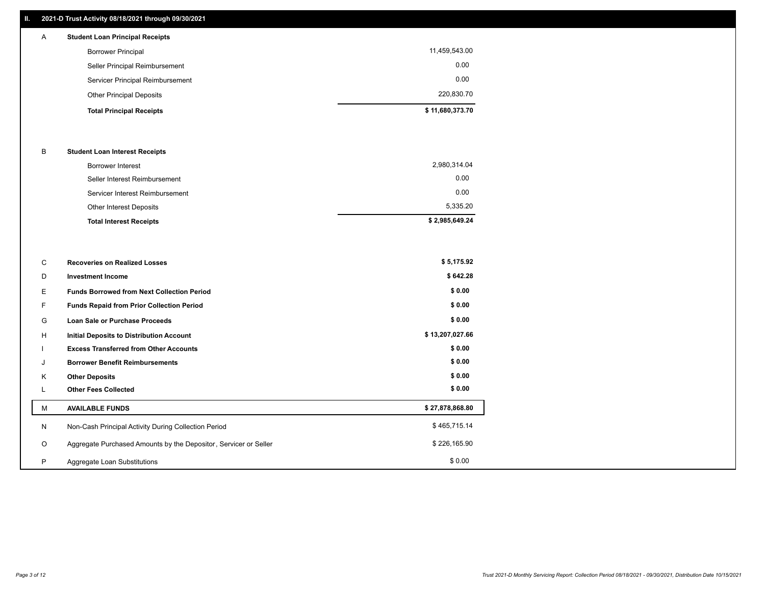## II. 2021-D Trust Activity 08/18/2021 through 09/30/2021

| | | |
|---|---|---|
| A | **Student Loan Principal Receipts** | |
| | Borrower Principal | 11,459,543.00 |
| | Seller Principal Reimbursement | 0.00 |
| | Servicer Principal Reimbursement | 0.00 |
| | Other Principal Deposits | 220,830.70 |
| | **Total Principal Receipts** | **$ 11,680,373.70** |
| B | **Student Loan Interest Receipts** | |
| | Borrower Interest | 2,980,314.04 |
| | Seller Interest Reimbursement | 0.00 |
| | Servicer Interest Reimbursement | 0.00 |
| | Other Interest Deposits | 5,335.20 |
| | **Total Interest Receipts** | **$ 2,985,649.24** |
| C | **Recoveries on Realized Losses** | **$ 5,175.92** |
| D | **Investment Income** | **$ 642.28** |
| E | **Funds Borrowed from Next Collection Period** | **$ 0.00** |
| F | **Funds Repaid from Prior Collection Period** | **$ 0.00** |
| G | **Loan Sale or Purchase Proceeds** | **$ 0.00** |
| H | **Initial Deposits to Distribution Account** | **$ 13,207,027.66** |
| I | **Excess Transferred from Other Accounts** | **$ 0.00** |
| J | **Borrower Benefit Reimbursements** | **$ 0.00** |
| K | **Other Deposits** | **$ 0.00** |
| L | **Other Fees Collected** | **$ 0.00** |
| M | **AVAILABLE FUNDS** | **$ 27,878,868.80** |
| N | Non-Cash Principal Activity During Collection Period | $ 465,715.14 |
| O | Aggregate Purchased Amounts by the Depositor, Servicer or Seller | $ 226,165.90 |
| P | Aggregate Loan Substitutions | $ 0.00 |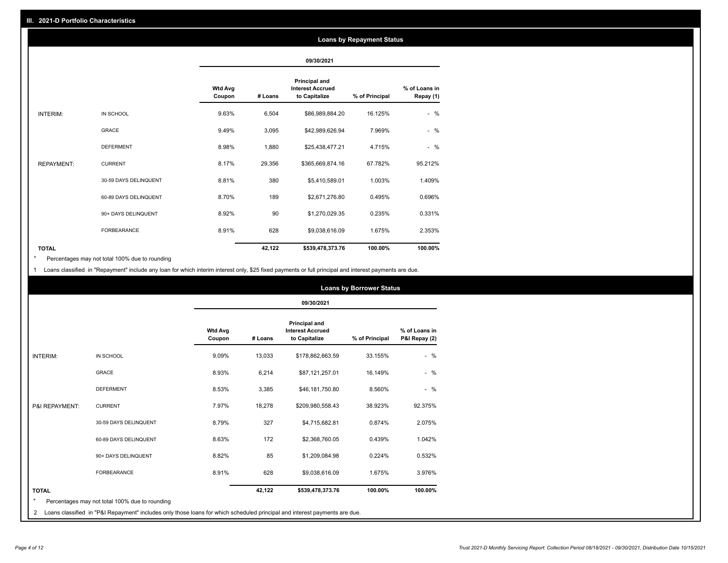## III. 2021-D Portfolio Characteristics

### Loans by Repayment Status

| | | 09/30/2021 | | | | |
|---|---|---|---|---|---|---|
| | | Wtd Avg Coupon | # Loans | Principal and Interest Accrued to Capitalize | % of Principal | % of Loans in Repay (1) |
| INTERIM: | IN SCHOOL | 9.63% | 6,504 | $86,989,884.20 | 16.125% | - % |
| | GRACE | 9.49% | 3,095 | $42,989,626.94 | 7.969% | - % |
| | DEFERMENT | 8.98% | 1,880 | $25,438,477.21 | 4.715% | - % |
| REPAYMENT: | CURRENT | 8.17% | 29,356 | $365,669,874.16 | 67.782% | 95.212% |
| | 30-59 DAYS DELINQUENT | 8.81% | 380 | $5,410,589.01 | 1.003% | 1.409% |
| | 60-89 DAYS DELINQUENT | 8.70% | 189 | $2,671,276.80 | 0.495% | 0.696% |
| | 90+ DAYS DELINQUENT | 8.92% | 90 | $1,270,029.35 | 0.235% | 0.331% |
| | FORBEARANCE | 8.91% | 628 | $9,038,616.09 | 1.675% | 2.353% |
| TOTAL | | | 42,122 | $539,478,373.76 | 100.00% | 100.00% |

\* Percentages may not total 100% due to rounding

1 Loans classified in "Repayment" include any loan for which interim interest only, $25 fixed payments or full principal and interest payments are due.

### Loans by Borrower Status

| | | 09/30/2021 | | | | |
|---|---|---|---|---|---|---|
| | | Wtd Avg Coupon | # Loans | Principal and Interest Accrued to Capitalize | % of Principal | % of Loans in P&I Repay (2) |
| INTERIM: | IN SCHOOL | 9.09% | 13,033 | $178,862,663.59 | 33.155% | - % |
| | GRACE | 8.93% | 6,214 | $87,121,257.01 | 16.149% | - % |
| | DEFERMENT | 8.53% | 3,385 | $46,181,750.80 | 8.560% | - % |
| P&I REPAYMENT: | CURRENT | 7.97% | 18,278 | $209,980,558.43 | 38.923% | 92.375% |
| | 30-59 DAYS DELINQUENT | 8.79% | 327 | $4,715,682.81 | 0.874% | 2.075% |
| | 60-89 DAYS DELINQUENT | 8.63% | 172 | $2,368,760.05 | 0.439% | 1.042% |
| | 90+ DAYS DELINQUENT | 8.82% | 85 | $1,209,084.98 | 0.224% | 0.532% |
| | FORBEARANCE | 8.91% | 628 | $9,038,616.09 | 1.675% | 3.976% |
| TOTAL | | | 42,122 | $539,478,373.76 | 100.00% | 100.00% |

\* Percentages may not total 100% due to rounding

2 Loans classified in "P&I Repayment" includes only those loans for which scheduled principal and interest payments are due.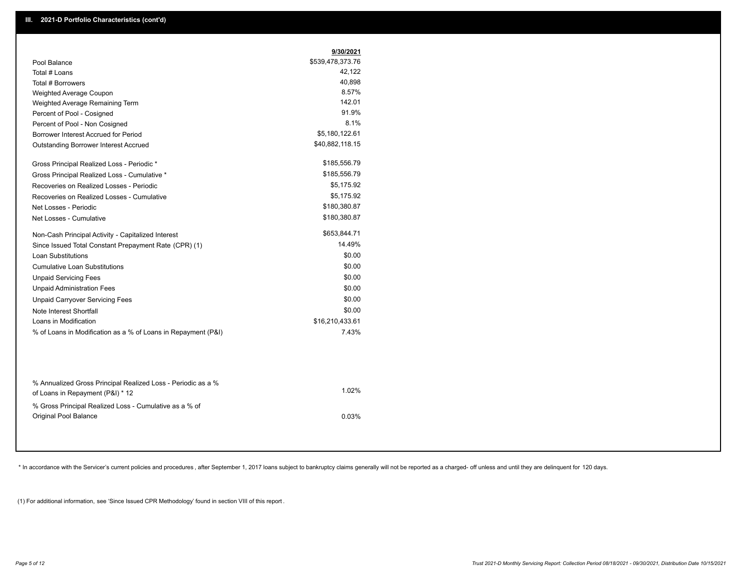## III. 2021-D Portfolio Characteristics (cont'd)

| | 9/30/2021 |
|---|---|
| Pool Balance | $539,478,373.76 |
| Total # Loans | 42,122 |
| Total # Borrowers | 40,898 |
| Weighted Average Coupon | 8.57% |
| Weighted Average Remaining Term | 142.01 |
| Percent of Pool - Cosigned | 91.9% |
| Percent of Pool - Non Cosigned | 8.1% |
| Borrower Interest Accrued for Period | $5,180,122.61 |
| Outstanding Borrower Interest Accrued | $40,882,118.15 |
| Gross Principal Realized Loss - Periodic * | $185,556.79 |
| Gross Principal Realized Loss - Cumulative * | $185,556.79 |
| Recoveries on Realized Losses - Periodic | $5,175.92 |
| Recoveries on Realized Losses - Cumulative | $5,175.92 |
| Net Losses - Periodic | $180,380.87 |
| Net Losses - Cumulative | $180,380.87 |
| Non-Cash Principal Activity - Capitalized Interest | $653,844.71 |
| Since Issued Total Constant Prepayment Rate (CPR) (1) | 14.49% |
| Loan Substitutions | $0.00 |
| Cumulative Loan Substitutions | $0.00 |
| Unpaid Servicing Fees | $0.00 |
| Unpaid Administration Fees | $0.00 |
| Unpaid Carryover Servicing Fees | $0.00 |
| Note Interest Shortfall | $0.00 |
| Loans in Modification | $16,210,433.61 |
| % of Loans in Modification as a % of Loans in Repayment (P&I) | 7.43% |
| % Annualized Gross Principal Realized Loss - Periodic as a % of Loans in Repayment (P&I) * 12 | 1.02% |
| % Gross Principal Realized Loss - Cumulative as a % of Original Pool Balance | 0.03% |

* In accordance with the Servicer's current policies and procedures, after September 1, 2017 loans subject to bankruptcy claims generally will not be reported as a charged- off unless and until they are delinquent for 120 days.

(1) For additional information, see 'Since Issued CPR Methodology' found in section VIII of this report .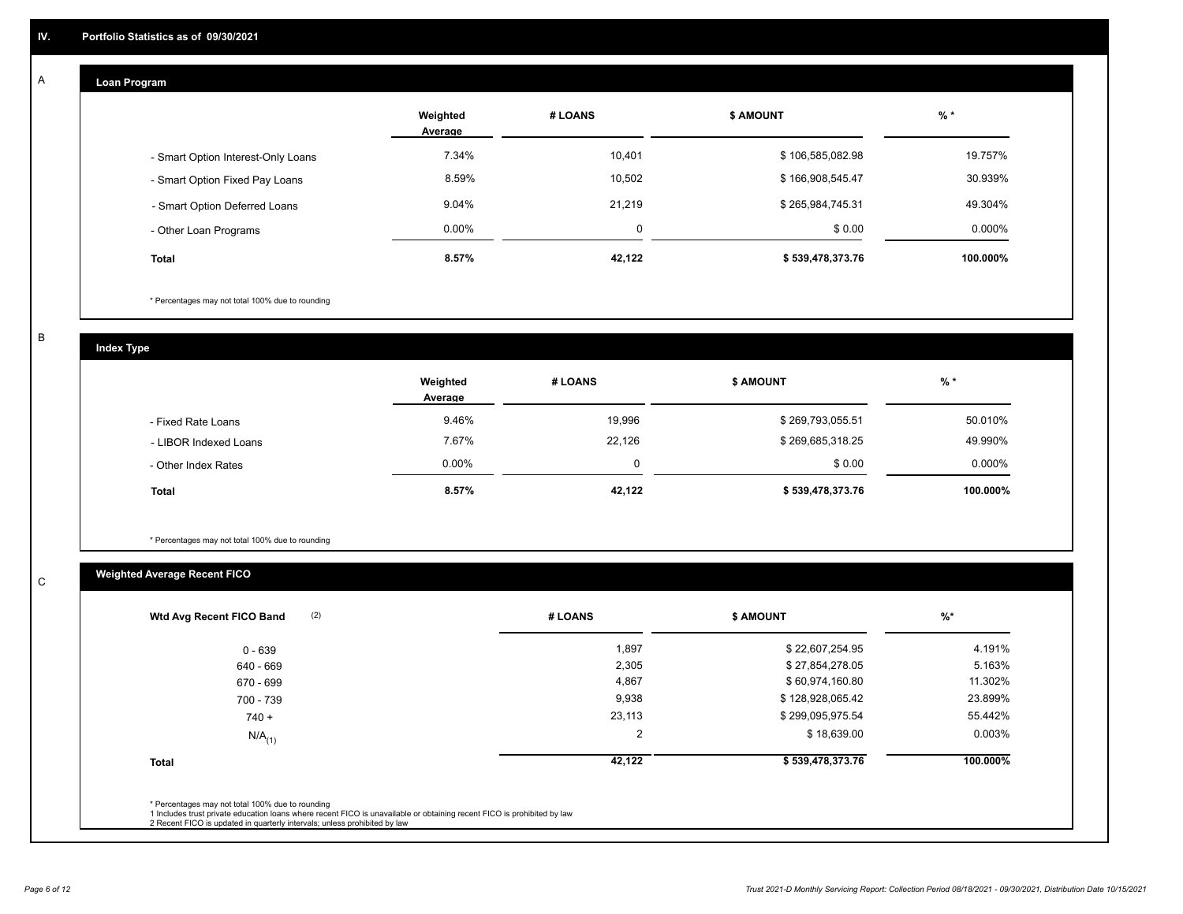# IV. Portfolio Statistics as of 09/30/2021

## A Loan Program

| | Weighted Average | # LOANS | $ AMOUNT | % * |
|---|---|---|---|---|
| - Smart Option Interest-Only Loans | 7.34% | 10,401 | $ 106,585,082.98 | 19.757% |
| - Smart Option Fixed Pay Loans | 8.59% | 10,502 | $ 166,908,545.47 | 30.939% |
| - Smart Option Deferred Loans | 9.04% | 21,219 | $ 265,984,745.31 | 49.304% |
| - Other Loan Programs | 0.00% | 0 | $ 0.00 | 0.000% |
| **Total** | **8.57%** | **42,122** | **$ 539,478,373.76** | **100.000%** |

* Percentages may not total 100% due to rounding

## B Index Type

| | Weighted Average | # LOANS | $ AMOUNT | % * |
|---|---|---|---|---|
| - Fixed Rate Loans | 9.46% | 19,996 | $ 269,793,055.51 | 50.010% |
| - LIBOR Indexed Loans | 7.67% | 22,126 | $ 269,685,318.25 | 49.990% |
| - Other Index Rates | 0.00% | 0 | $ 0.00 | 0.000% |
| **Total** | **8.57%** | **42,122** | **$ 539,478,373.76** | **100.000%** |

* Percentages may not total 100% due to rounding

## C Weighted Average Recent FICO

| Wtd Avg Recent FICO Band (2) | # LOANS | $ AMOUNT | %* |
|---|---|---|---|
| 0 - 639 | 1,897 | $ 22,607,254.95 | 4.191% |
| 640 - 669 | 2,305 | $ 27,854,278.05 | 5.163% |
| 670 - 699 | 4,867 | $ 60,974,160.80 | 11.302% |
| 700 - 739 | 9,938 | $ 128,928,065.42 | 23.899% |
| 740 + | 23,113 | $ 299,095,975.54 | 55.442% |
| $N/A_{(1)}$ | 2 | $ 18,639.00 | 0.003% |
| **Total** | **42,122** | **$ 539,478,373.76** | **100.000%** |

* Percentages may not total 100% due to rounding
1 Includes trust private education loans where recent FICO is unavailable or obtaining recent FICO is prohibited by law
2 Recent FICO is updated in quarterly intervals; unless prohibited by law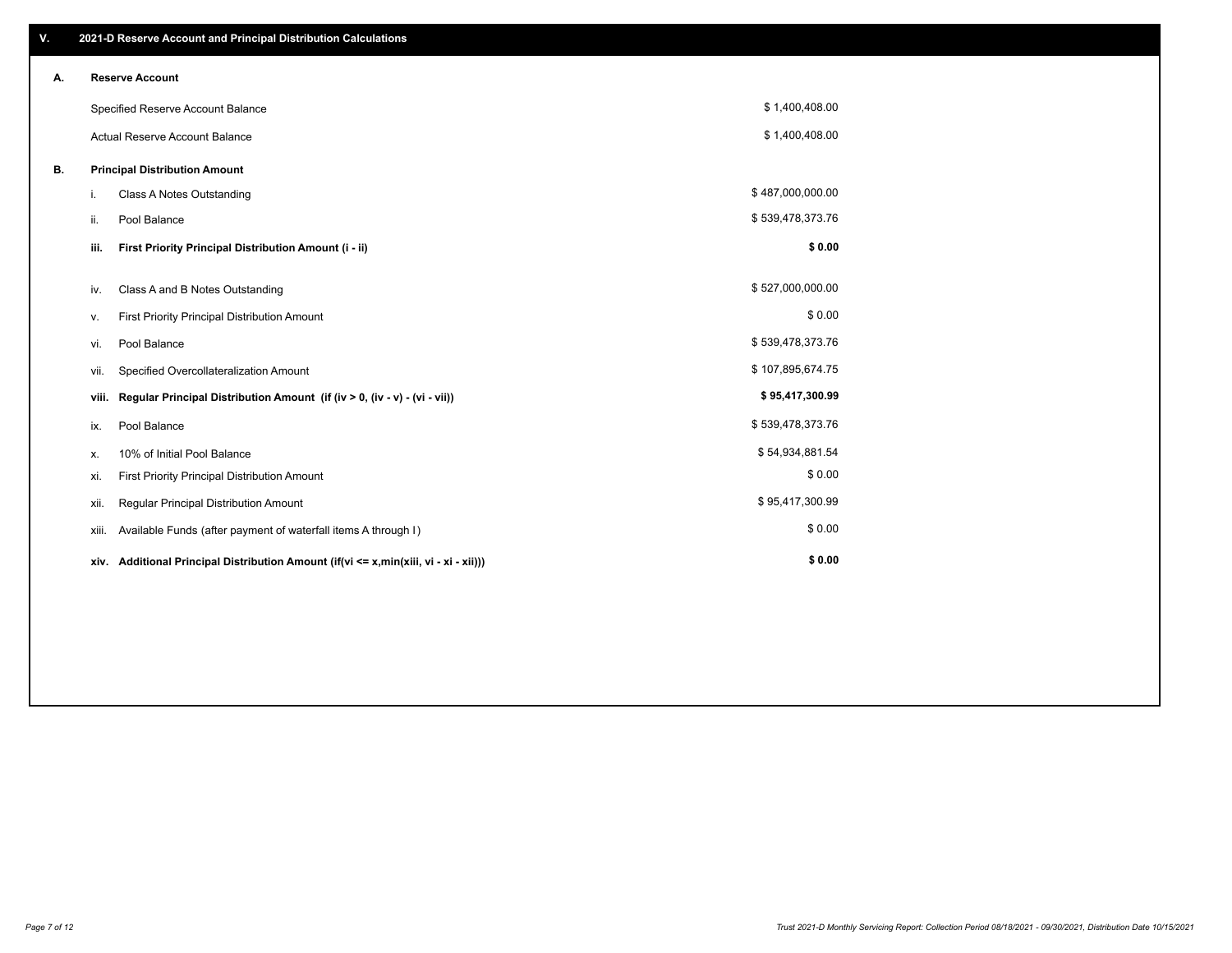## V. 2021-D Reserve Account and Principal Distribution Calculations

### A. Reserve Account

| | |
|---|---|
| Specified Reserve Account Balance | $ 1,400,408.00 |
| Actual Reserve Account Balance | $ 1,400,408.00 |

### B. Principal Distribution Amount

| | | |
|---|---|---|
| i. | Class A Notes Outstanding | $ 487,000,000.00 |
| ii. | Pool Balance | $ 539,478,373.76 |
| **iii.** | **First Priority Principal Distribution Amount (i - ii)** | **$ 0.00** |
| iv. | Class A and B Notes Outstanding | $ 527,000,000.00 |
| v. | First Priority Principal Distribution Amount | $ 0.00 |
| vi. | Pool Balance | $ 539,478,373.76 |
| vii. | Specified Overcollateralization Amount | $ 107,895,674.75 |
| **viii.** | **Regular Principal Distribution Amount (if (iv > 0, (iv - v) - (vi - vii))** | **$ 95,417,300.99** |
| ix. | Pool Balance | $ 539,478,373.76 |
| x. | 10% of Initial Pool Balance | $ 54,934,881.54 |
| xi. | First Priority Principal Distribution Amount | $ 0.00 |
| xii. | Regular Principal Distribution Amount | $ 95,417,300.99 |
| xiii. | Available Funds (after payment of waterfall items A through I) | $ 0.00 |
| **xiv.** | **Additional Principal Distribution Amount (if(vi <= x,min(xiii, vi - xi - xii)))** | **$ 0.00** |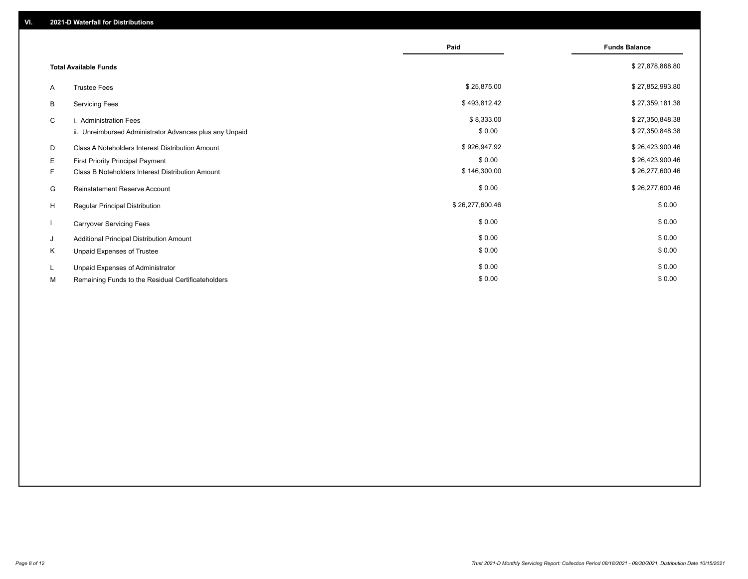## VI. 2021-D Waterfall for Distributions

| | | Paid | Funds Balance |
|---|---|---|---|
| | **Total Available Funds** | | $ 27,878,868.80 |
| A | Trustee Fees | $ 25,875.00 | $ 27,852,993.80 |
| B | Servicing Fees | $ 493,812.42 | $ 27,359,181.38 |
| C | i. Administration Fees | $ 8,333.00 | $ 27,350,848.38 |
| | ii. Unreimbursed Administrator Advances plus any Unpaid | $ 0.00 | $ 27,350,848.38 |
| D | Class A Noteholders Interest Distribution Amount | $ 926,947.92 | $ 26,423,900.46 |
| E | First Priority Principal Payment | $ 0.00 | $ 26,423,900.46 |
| F | Class B Noteholders Interest Distribution Amount | $ 146,300.00 | $ 26,277,600.46 |
| G | Reinstatement Reserve Account | $ 0.00 | $ 26,277,600.46 |
| H | Regular Principal Distribution | $ 26,277,600.46 | $ 0.00 |
| I | Carryover Servicing Fees | $ 0.00 | $ 0.00 |
| J | Additional Principal Distribution Amount | $ 0.00 | $ 0.00 |
| K | Unpaid Expenses of Trustee | $ 0.00 | $ 0.00 |
| L | Unpaid Expenses of Administrator | $ 0.00 | $ 0.00 |
| M | Remaining Funds to the Residual Certificateholders | $ 0.00 | $ 0.00 |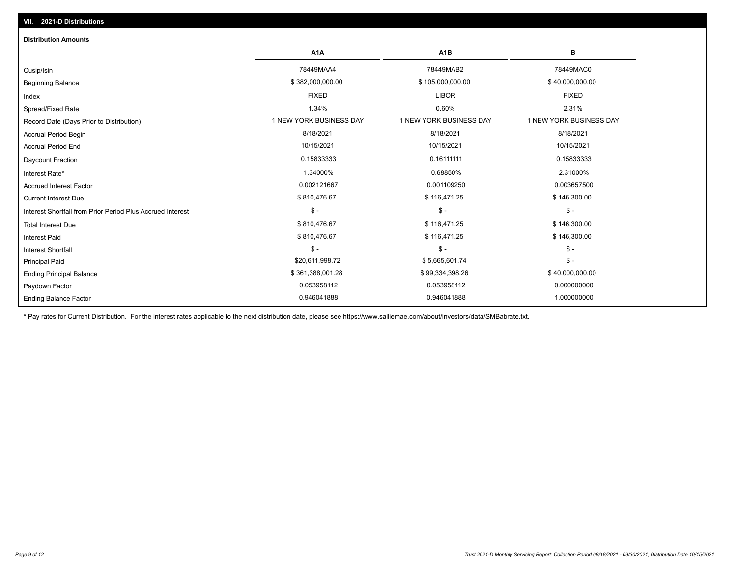## VII. 2021-D Distributions

### Distribution Amounts

| | A1A | A1B | B |
|---|---|---|---|
| Cusip/Isin | 78449MAA4 | 78449MAB2 | 78449MAC0 |
| Beginning Balance | $ 382,000,000.00 | $ 105,000,000.00 | $ 40,000,000.00 |
| Index | FIXED | LIBOR | FIXED |
| Spread/Fixed Rate | 1.34% | 0.60% | 2.31% |
| Record Date (Days Prior to Distribution) | 1 NEW YORK BUSINESS DAY | 1 NEW YORK BUSINESS DAY | 1 NEW YORK BUSINESS DAY |
| Accrual Period Begin | 8/18/2021 | 8/18/2021 | 8/18/2021 |
| Accrual Period End | 10/15/2021 | 10/15/2021 | 10/15/2021 |
| Daycount Fraction | 0.15833333 | 0.16111111 | 0.15833333 |
| Interest Rate* | 1.34000% | 0.68850% | 2.31000% |
| Accrued Interest Factor | 0.002121667 | 0.001109250 | 0.003657500 |
| Current Interest Due | $ 810,476.67 | $ 116,471.25 | $ 146,300.00 |
| Interest Shortfall from Prior Period Plus Accrued Interest | $ - | $ - | $ - |
| Total Interest Due | $ 810,476.67 | $ 116,471.25 | $ 146,300.00 |
| Interest Paid | $ 810,476.67 | $ 116,471.25 | $ 146,300.00 |
| Interest Shortfall | $ - | $ - | $ - |
| Principal Paid | $20,611,998.72 | $ 5,665,601.74 | $ - |
| Ending Principal Balance | $ 361,388,001.28 | $ 99,334,398.26 | $ 40,000,000.00 |
| Paydown Factor | 0.053958112 | 0.053958112 | 0.000000000 |
| Ending Balance Factor | 0.946041888 | 0.946041888 | 1.000000000 |

* Pay rates for Current Distribution. For the interest rates applicable to the next distribution date, please see https://www.salliemae.com/about/investors/data/SMBabrate.txt.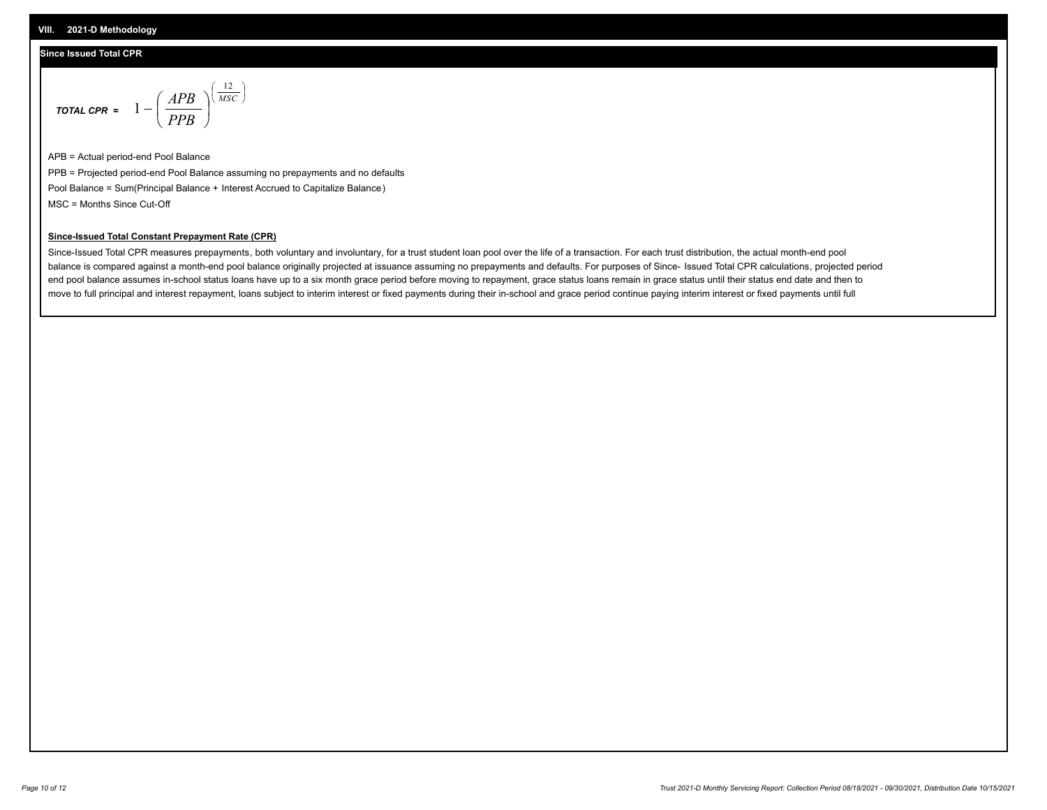## VIII. 2021-D Methodology

### Since Issued Total CPR

$$\textbf{\textit{TOTAL CPR}} = 1 - \left( \frac{APB}{PPB} \right)^{\left( \frac{12}{MSC} \right)}$$

APB = Actual period-end Pool Balance

PPB = Projected period-end Pool Balance assuming no prepayments and no defaults

Pool Balance = Sum(Principal Balance + Interest Accrued to Capitalize Balance)

MSC = Months Since Cut-Off

**Since-Issued Total Constant Prepayment Rate (CPR)**

Since-Issued Total CPR measures prepayments, both voluntary and involuntary, for a trust student loan pool over the life of a transaction. For each trust distribution, the actual month-end pool balance is compared against a month-end pool balance originally projected at issuance assuming no prepayments and defaults. For purposes of Since- Issued Total CPR calculations, projected period end pool balance assumes in-school status loans have up to a six month grace period before moving to repayment, grace status loans remain in grace status until their status end date and then to move to full principal and interest repayment, loans subject to interim interest or fixed payments during their in-school and grace period continue paying interim interest or fixed payments until full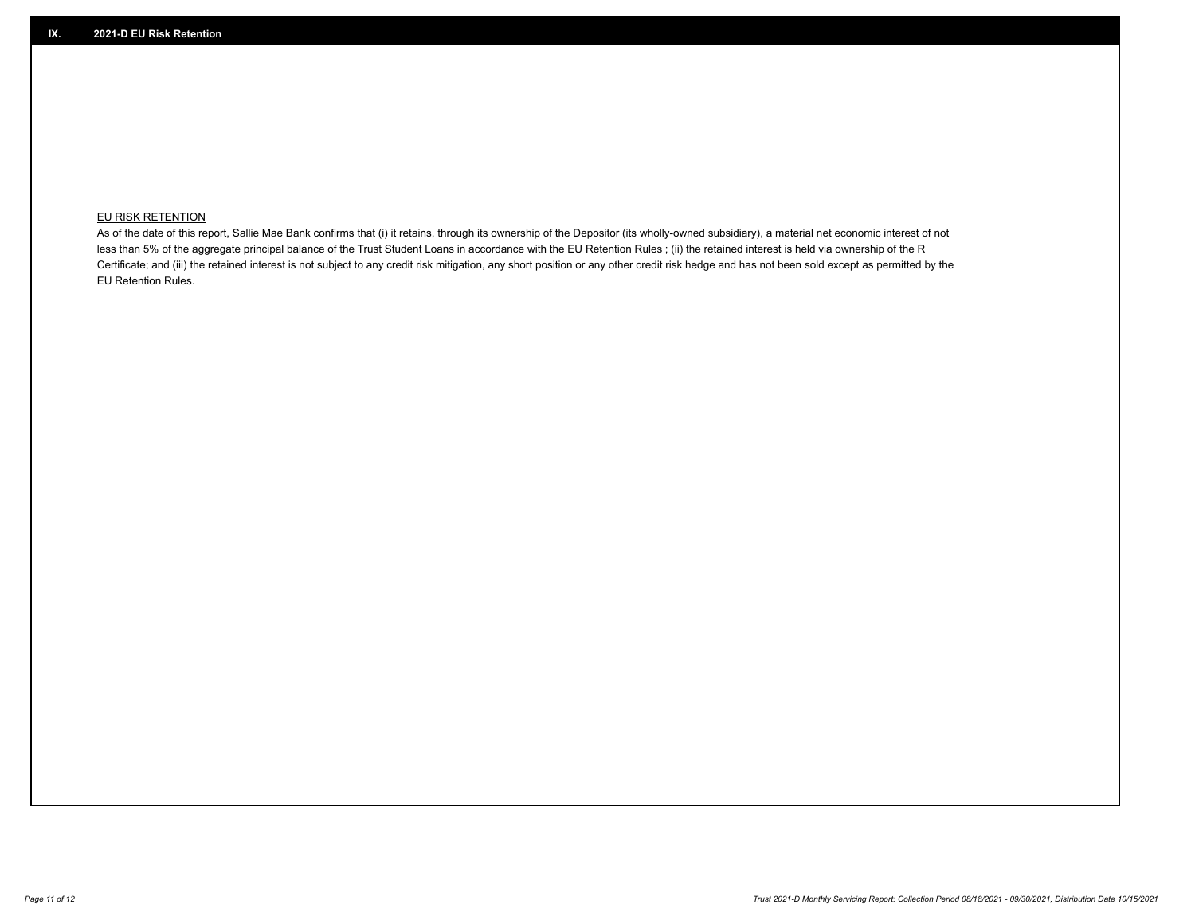## IX. 2021-D EU Risk Retention

EU RISK RETENTION

As of the date of this report, Sallie Mae Bank confirms that (i) it retains, through its ownership of the Depositor (its wholly-owned subsidiary), a material net economic interest of not less than 5% of the aggregate principal balance of the Trust Student Loans in accordance with the EU Retention Rules ; (ii) the retained interest is held via ownership of the R Certificate; and (iii) the retained interest is not subject to any credit risk mitigation, any short position or any other credit risk hedge and has not been sold except as permitted by the EU Retention Rules.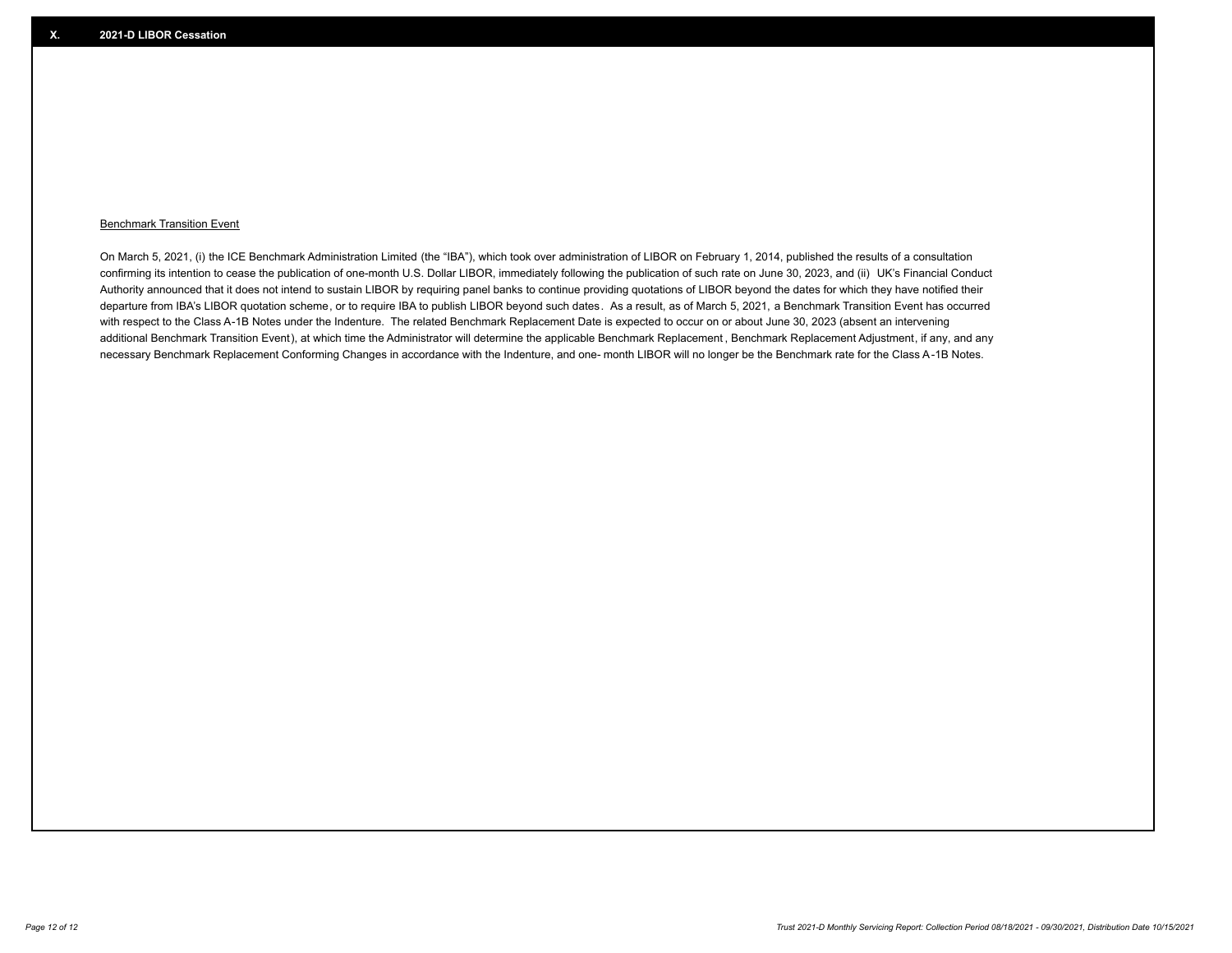## X. 2021-D LIBOR Cessation

**Benchmark Transition Event**

On March 5, 2021, (i) the ICE Benchmark Administration Limited (the "IBA"), which took over administration of LIBOR on February 1, 2014, published the results of a consultation confirming its intention to cease the publication of one-month U.S. Dollar LIBOR, immediately following the publication of such rate on June 30, 2023, and (ii) UK's Financial Conduct Authority announced that it does not intend to sustain LIBOR by requiring panel banks to continue providing quotations of LIBOR beyond the dates for which they have notified their departure from IBA's LIBOR quotation scheme, or to require IBA to publish LIBOR beyond such dates. As a result, as of March 5, 2021, a Benchmark Transition Event has occurred with respect to the Class A-1B Notes under the Indenture. The related Benchmark Replacement Date is expected to occur on or about June 30, 2023 (absent an intervening additional Benchmark Transition Event), at which time the Administrator will determine the applicable Benchmark Replacement, Benchmark Replacement Adjustment, if any, and any necessary Benchmark Replacement Conforming Changes in accordance with the Indenture, and one- month LIBOR will no longer be the Benchmark rate for the Class A-1B Notes.